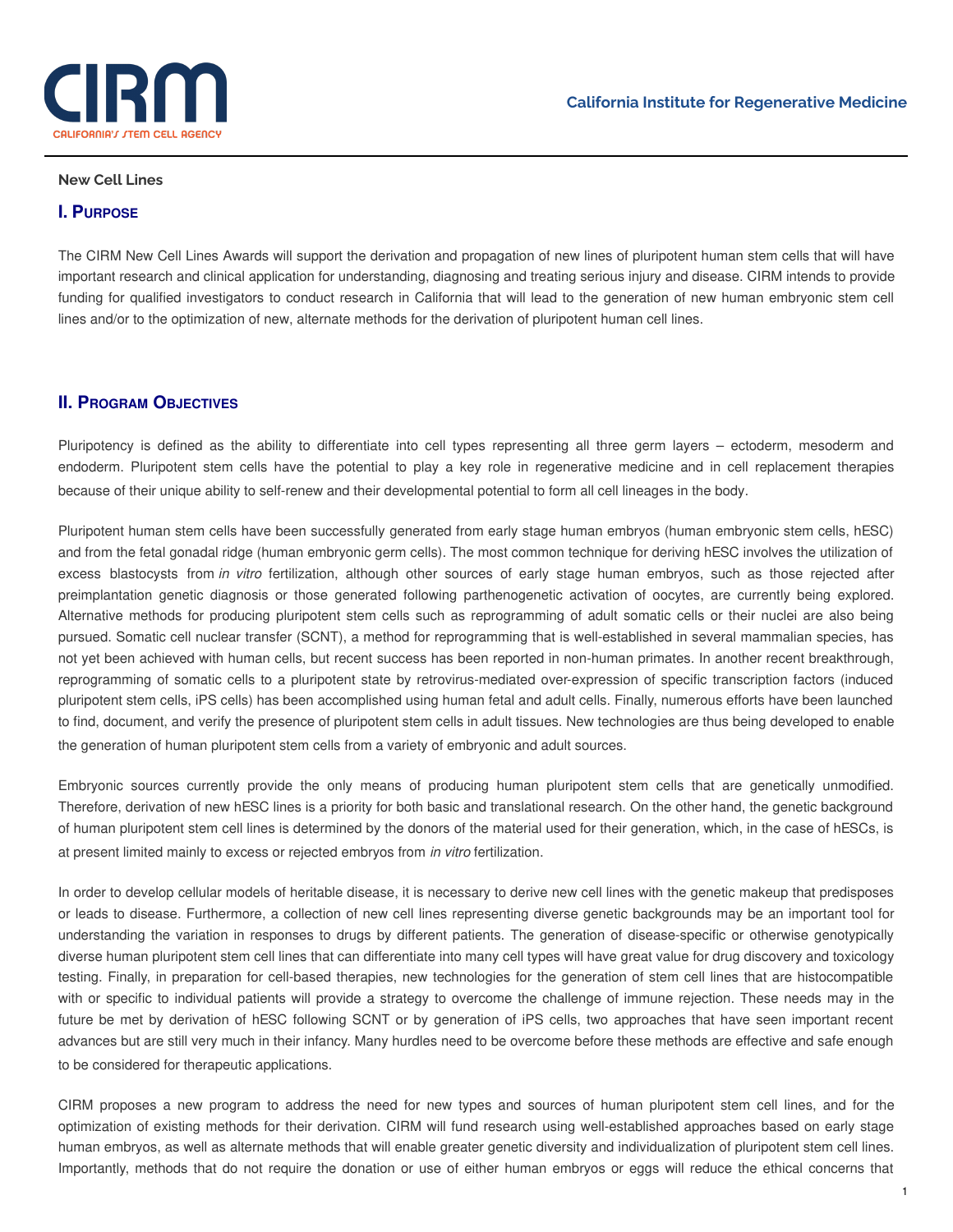New Cell Lines

## I. Purpose

The CIRM New Cell Lines Awards will support the derivation and propagation of new lines of pluripotent human stem cells that will have important research and clinical application for understanding, diagnosing and treating serious injury and disease. CIRM intends to provide funding for qualified investigators to conduct research in California that will lead to the generation of new human embryonic stem cell lines and/or to the optimization of new, alternate methods for the derivation of pluripotent human cell lines.

## II. Program Objectives

Pluripotency is defined as the ability to differentiate into cell types representing all three germ layers – ectoderm, mesoderm and endoderm. Pluripotent stem cells have the potential to play a key role in regenerative medicine and in cell replacement therapies because of their unique ability to self-renew and their developmental potential to form all cell lineages in the body.

Pluripotent human stem cells have been successfully generated from early stage human embryos (human embryonic stem cells, hESC) and from the fetal gonadal ridge (human embryonic germ cells). The most common technique for deriving hESC involves the utilization of excess blastocysts from *in vitro* fertilization, although other sources of early stage human embryos, such as those rejected after preimplantation genetic diagnosis or those generated following parthenogenetic activation of oocytes, are currently being explored. Alternative methods for producing pluripotent stem cells such as reprogramming of adult somatic cells or their nuclei are also being pursued. Somatic cell nuclear transfer (SCNT), a method for reprogramming that is well-established in several mammalian species, has not yet been achieved with human cells, but recent success has been reported in non-human primates. In another recent breakthrough, reprogramming of somatic cells to a pluripotent state by retrovirus-mediated over-expression of specific transcription factors (induced pluripotent stem cells, iPS cells) has been accomplished using human fetal and adult cells. Finally, numerous efforts have been launched to find, document, and verify the presence of pluripotent stem cells in adult tissues. New technologies are thus being developed to enable the generation of human pluripotent stem cells from a variety of embryonic and adult sources.

Embryonic sources currently provide the only means of producing human pluripotent stem cells that are genetically unmodified. Therefore, derivation of new hESC lines is a priority for both basic and translational research. On the other hand, the genetic background of human pluripotent stem cell lines is determined by the donors of the material used for their generation, which, in the case of hESCs, is at present limited mainly to excess or rejected embryos from *in vitro* fertilization.

In order to develop cellular models of heritable disease, it is necessary to derive new cell lines with the genetic makeup that predisposes or leads to disease. Furthermore, a collection of new cell lines representing diverse genetic backgrounds may be an important tool for understanding the variation in responses to drugs by different patients. The generation of disease-specific or otherwise genotypically diverse human pluripotent stem cell lines that can differentiate into many cell types will have great value for drug discovery and toxicology testing. Finally, in preparation for cell-based therapies, new technologies for the generation of stem cell lines that are histocompatible with or specific to individual patients will provide a strategy to overcome the challenge of immune rejection. These needs may in the future be met by derivation of hESC following SCNT or by generation of iPS cells, two approaches that have seen important recent advances but are still very much in their infancy. Many hurdles need to be overcome before these methods are effective and safe enough to be considered for therapeutic applications.

CIRM proposes a new program to address the need for new types and sources of human pluripotent stem cell lines, and for the optimization of existing methods for their derivation. CIRM will fund research using well-established approaches based on early stage human embryos, as well as alternate methods that will enable greater genetic diversity and individualization of pluripotent stem cell lines. Importantly, methods that do not require the donation or use of either human embryos or eggs will reduce the ethical concerns that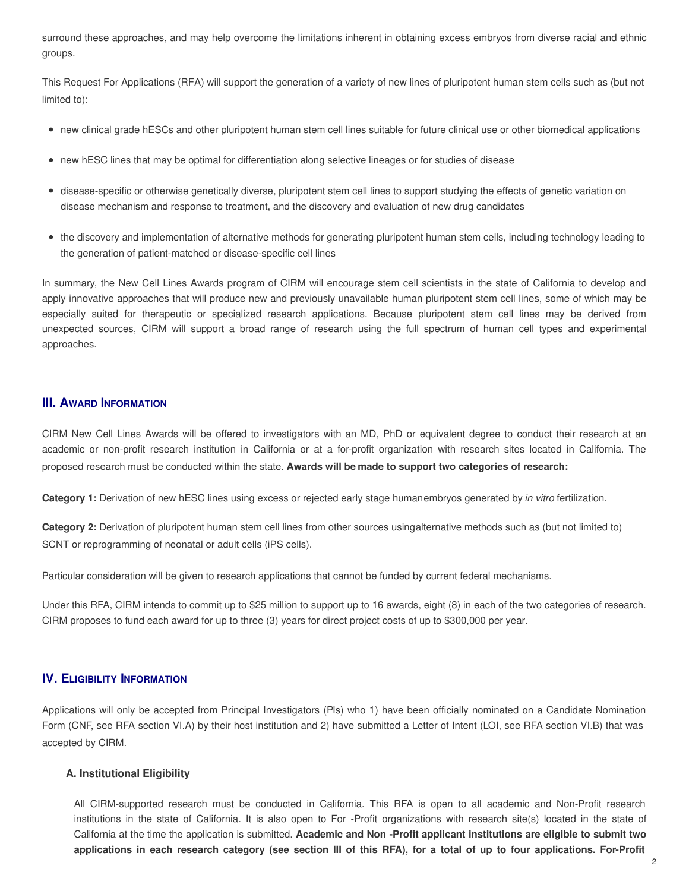surround these approaches, and may help overcome the limitations inherent in obtaining excess embryos from diverse racial and ethnic groups.

This Request For Applications (RFA) will support the generation of a variety of new lines of pluripotent human stem cells such as (but not limited to):

- new clinical grade hESCs and other pluripotent human stem cell lines suitable for future clinical use or other biomedical applications
- new hESC lines that may be optimal for differentiation along selective lineages or for studies of disease
- disease-specific or otherwise genetically diverse, pluripotent stem cell lines to support studying the effects of genetic variation on disease mechanism and response to treatment, and the discovery and evaluation of new drug candidates
- the discovery and implementation of alternative methods for generating pluripotent human stem cells, including technology leading to the generation of patient-matched or disease-specific cell lines

In summary, the New Cell Lines Awards program of CIRM will encourage stem cell scientists in the state of California to develop and apply innovative approaches that will produce new and previously unavailable human pluripotent stem cell lines, some of which may be especially suited for therapeutic or specialized research applications. Because pluripotent stem cell lines may be derived from unexpected sources, CIRM will support a broad range of research using the full spectrum of human cell types and experimental approaches.

## III. Award Information

CIRM New Cell Lines Awards will be offered to investigators with an MD, PhD or equivalent degree to conduct their research at an academic or non-profit research institution in California or at a for-profit organization with research sites located in California. The proposed research must be conducted within the state. **Awards will be made to support two categories of research:**

**Category 1:** Derivation of new hESC lines using excess or rejected early stage human embryos generated by *in vitro* fertilization.

**Category 2:** Derivation of pluripotent human stem cell lines from other sources using alternative methods such as (but not limited to) SCNT or reprogramming of neonatal or adult cells (iPS cells).

Particular consideration will be given to research applications that cannot be funded by current federal mechanisms.

Under this RFA, CIRM intends to commit up to $25 million to support up to 16 awards, eight (8) in each of the two categories of research. CIRM proposes to fund each award for up to three (3) years for direct project costs of up to $300,000 per year.

## IV. Eligibility Information

Applications will only be accepted from Principal Investigators (PIs) who 1) have been officially nominated on a Candidate Nomination Form (CNF, see RFA section VI.A) by their host institution and 2) have submitted a Letter of Intent (LOI, see RFA section VI.B) that was accepted by CIRM.

### A. Institutional Eligibility

All CIRM-supported research must be conducted in California. This RFA is open to all academic and Non-Profit research institutions in the state of California. It is also open to For -Profit organizations with research site(s) located in the state of California at the time the application is submitted. **Academic and Non -Profit applicant institutions are eligible to submit two applications in each research category (see section III of this RFA), for a total of up to four applications. For-Profit**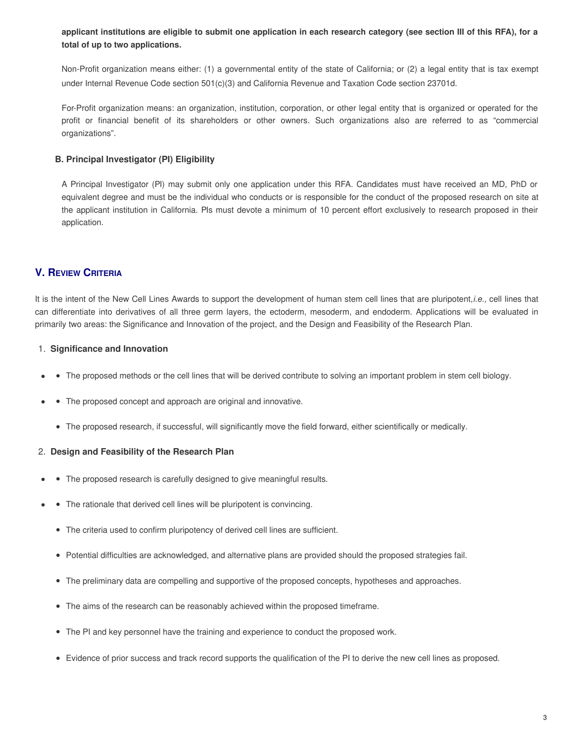**applicant institutions are eligible to submit one application in each research category (see section III of this RFA), for a total of up to two applications.**

Non-Profit organization means either: (1) a governmental entity of the state of California; or (2) a legal entity that is tax exempt under Internal Revenue Code section 501(c)(3) and California Revenue and Taxation Code section 23701d.

For-Profit organization means: an organization, institution, corporation, or other legal entity that is organized or operated for the profit or financial benefit of its shareholders or other owners. Such organizations also are referred to as "commercial organizations".

### B. Principal Investigator (PI) Eligibility

A Principal Investigator (PI) may submit only one application under this RFA. Candidates must have received an MD, PhD or equivalent degree and must be the individual who conducts or is responsible for the conduct of the proposed research on site at the applicant institution in California. PIs must devote a minimum of 10 percent effort exclusively to research proposed in their application.

## V. Review Criteria

It is the intent of the New Cell Lines Awards to support the development of human stem cell lines that are pluripotent, *i.e.,* cell lines that can differentiate into derivatives of all three germ layers, the ectoderm, mesoderm, and endoderm. Applications will be evaluated in primarily two areas: the Significance and Innovation of the project, and the Design and Feasibility of the Research Plan.

1. **Significance and Innovation**

- The proposed methods or the cell lines that will be derived contribute to solving an important problem in stem cell biology.
- The proposed concept and approach are original and innovative.
- The proposed research, if successful, will significantly move the field forward, either scientifically or medically.

2. **Design and Feasibility of the Research Plan**

- The proposed research is carefully designed to give meaningful results.
- The rationale that derived cell lines will be pluripotent is convincing.
- The criteria used to confirm pluripotency of derived cell lines are sufficient.
- Potential difficulties are acknowledged, and alternative plans are provided should the proposed strategies fail.
- The preliminary data are compelling and supportive of the proposed concepts, hypotheses and approaches.
- The aims of the research can be reasonably achieved within the proposed timeframe.
- The PI and key personnel have the training and experience to conduct the proposed work.
- Evidence of prior success and track record supports the qualification of the PI to derive the new cell lines as proposed.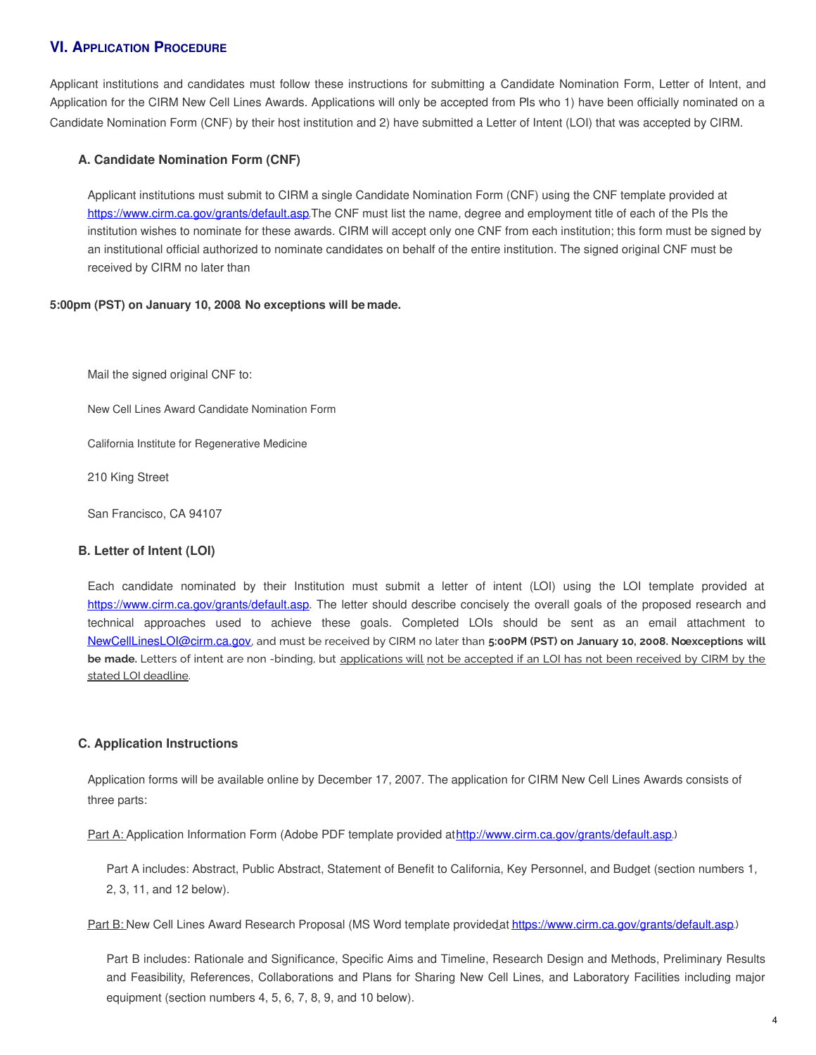## VI. Application Procedure

Applicant institutions and candidates must follow these instructions for submitting a Candidate Nomination Form, Letter of Intent, and Application for the CIRM New Cell Lines Awards. Applications will only be accepted from PIs who 1) have been officially nominated on a Candidate Nomination Form (CNF) by their host institution and 2) have submitted a Letter of Intent (LOI) that was accepted by CIRM.

### A. Candidate Nomination Form (CNF)

Applicant institutions must submit to CIRM a single Candidate Nomination Form (CNF) using the CNF template provided at https://www.cirm.ca.gov/grants/default.asp. The CNF must list the name, degree and employment title of each of the PIs the institution wishes to nominate for these awards. CIRM will accept only one CNF from each institution; this form must be signed by an institutional official authorized to nominate candidates on behalf of the entire institution. The signed original CNF must be received by CIRM no later than

**5:00pm (PST) on January 10, 2008. No exceptions will be made.**

Mail the signed original CNF to:

New Cell Lines Award Candidate Nomination Form

California Institute for Regenerative Medicine

210 King Street

San Francisco, CA 94107

### B. Letter of Intent (LOI)

Each candidate nominated by their Institution must submit a letter of intent (LOI) using the LOI template provided at https://www.cirm.ca.gov/grants/default.asp. The letter should describe concisely the overall goals of the proposed research and technical approaches used to achieve these goals. Completed LOIs should be sent as an email attachment to NewCellLinesLOI@cirm.ca.gov, and must be received by CIRM no later than **5:00PM (PST) on January 10, 2008. No exceptions will be made.** Letters of intent are non -binding, but applications will not be accepted if an LOI has not been received by CIRM by the stated LOI deadline.

### C. Application Instructions

Application forms will be available online by December 17, 2007. The application for CIRM New Cell Lines Awards consists of three parts:

Part A: Application Information Form (Adobe PDF template provided at http://www.cirm.ca.gov/grants/default.asp.)

Part A includes: Abstract, Public Abstract, Statement of Benefit to California, Key Personnel, and Budget (section numbers 1, 2, 3, 11, and 12 below).

Part B: New Cell Lines Award Research Proposal (MS Word template provided at https://www.cirm.ca.gov/grants/default.asp.)

Part B includes: Rationale and Significance, Specific Aims and Timeline, Research Design and Methods, Preliminary Results and Feasibility, References, Collaborations and Plans for Sharing New Cell Lines, and Laboratory Facilities including major equipment (section numbers 4, 5, 6, 7, 8, 9, and 10 below).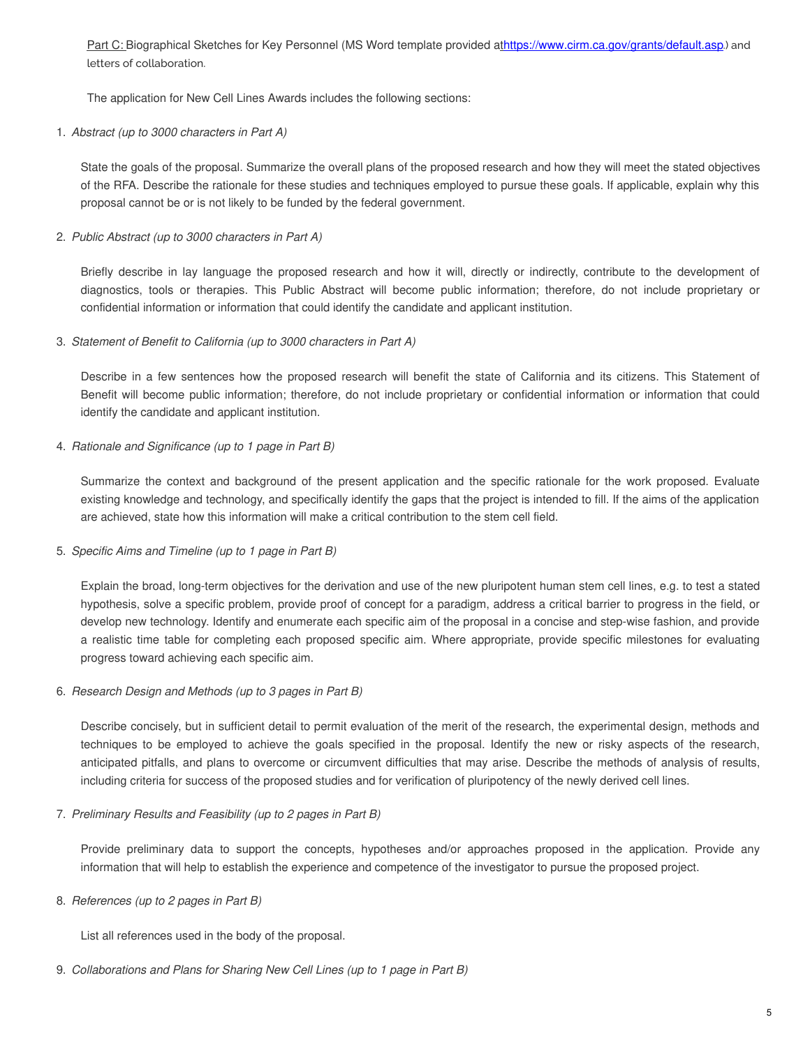Part C: Biographical Sketches for Key Personnel (MS Word template provided at https://www.cirm.ca.gov/grants/default.asp.) and letters of collaboration.

The application for New Cell Lines Awards includes the following sections:

1. *Abstract (up to 3000 characters in Part A)*

   State the goals of the proposal. Summarize the overall plans of the proposed research and how they will meet the stated objectives of the RFA. Describe the rationale for these studies and techniques employed to pursue these goals. If applicable, explain why this proposal cannot be or is not likely to be funded by the federal government.

2. *Public Abstract (up to 3000 characters in Part A)*

   Briefly describe in lay language the proposed research and how it will, directly or indirectly, contribute to the development of diagnostics, tools or therapies. This Public Abstract will become public information; therefore, do not include proprietary or confidential information or information that could identify the candidate and applicant institution.

3. *Statement of Benefit to California (up to 3000 characters in Part A)*

   Describe in a few sentences how the proposed research will benefit the state of California and its citizens. This Statement of Benefit will become public information; therefore, do not include proprietary or confidential information or information that could identify the candidate and applicant institution.

4. *Rationale and Significance (up to 1 page in Part B)*

   Summarize the context and background of the present application and the specific rationale for the work proposed. Evaluate existing knowledge and technology, and specifically identify the gaps that the project is intended to fill. If the aims of the application are achieved, state how this information will make a critical contribution to the stem cell field.

5. *Specific Aims and Timeline (up to 1 page in Part B)*

   Explain the broad, long-term objectives for the derivation and use of the new pluripotent human stem cell lines, e.g. to test a stated hypothesis, solve a specific problem, provide proof of concept for a paradigm, address a critical barrier to progress in the field, or develop new technology. Identify and enumerate each specific aim of the proposal in a concise and step-wise fashion, and provide a realistic time table for completing each proposed specific aim. Where appropriate, provide specific milestones for evaluating progress toward achieving each specific aim.

6. *Research Design and Methods (up to 3 pages in Part B)*

   Describe concisely, but in sufficient detail to permit evaluation of the merit of the research, the experimental design, methods and techniques to be employed to achieve the goals specified in the proposal. Identify the new or risky aspects of the research, anticipated pitfalls, and plans to overcome or circumvent difficulties that may arise. Describe the methods of analysis of results, including criteria for success of the proposed studies and for verification of pluripotency of the newly derived cell lines.

7. *Preliminary Results and Feasibility (up to 2 pages in Part B)*

   Provide preliminary data to support the concepts, hypotheses and/or approaches proposed in the application. Provide any information that will help to establish the experience and competence of the investigator to pursue the proposed project.

8. *References (up to 2 pages in Part B)*

   List all references used in the body of the proposal.

9. *Collaborations and Plans for Sharing New Cell Lines (up to 1 page in Part B)*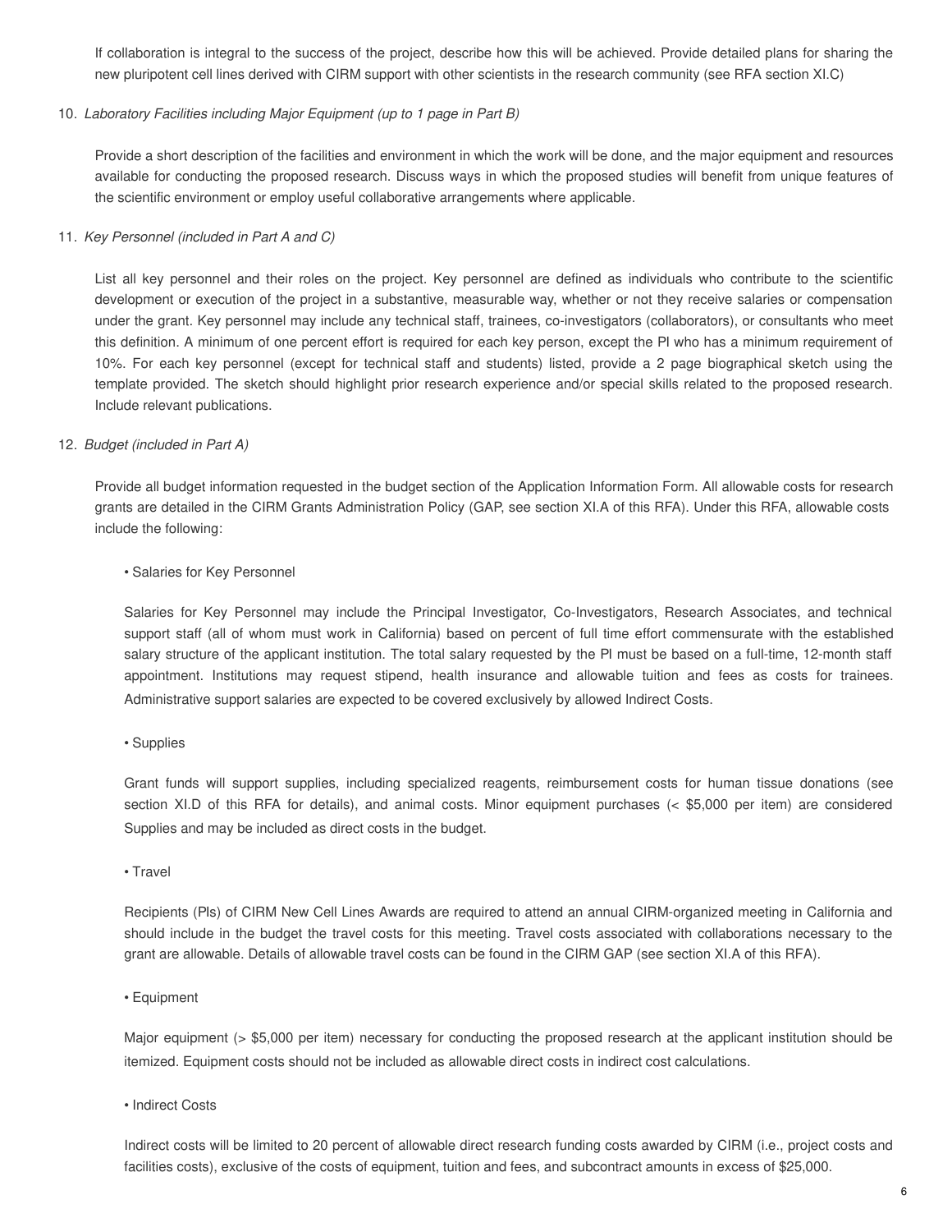If collaboration is integral to the success of the project, describe how this will be achieved. Provide detailed plans for sharing the new pluripotent cell lines derived with CIRM support with other scientists in the research community (see RFA section XI.C)

10. *Laboratory Facilities including Major Equipment (up to 1 page in Part B)*

    Provide a short description of the facilities and environment in which the work will be done, and the major equipment and resources available for conducting the proposed research. Discuss ways in which the proposed studies will benefit from unique features of the scientific environment or employ useful collaborative arrangements where applicable.

11. *Key Personnel (included in Part A and C)*

    List all key personnel and their roles on the project. Key personnel are defined as individuals who contribute to the scientific development or execution of the project in a substantive, measurable way, whether or not they receive salaries or compensation under the grant. Key personnel may include any technical staff, trainees, co-investigators (collaborators), or consultants who meet this definition. A minimum of one percent effort is required for each key person, except the PI who has a minimum requirement of 10%. For each key personnel (except for technical staff and students) listed, provide a 2 page biographical sketch using the template provided. The sketch should highlight prior research experience and/or special skills related to the proposed research. Include relevant publications.

12. *Budget (included in Part A)*

    Provide all budget information requested in the budget section of the Application Information Form. All allowable costs for research grants are detailed in the CIRM Grants Administration Policy (GAP, see section XI.A of this RFA). Under this RFA, allowable costs include the following:

    • Salaries for Key Personnel

    Salaries for Key Personnel may include the Principal Investigator, Co-Investigators, Research Associates, and technical support staff (all of whom must work in California) based on percent of full time effort commensurate with the established salary structure of the applicant institution. The total salary requested by the PI must be based on a full-time, 12-month staff appointment. Institutions may request stipend, health insurance and allowable tuition and fees as costs for trainees. Administrative support salaries are expected to be covered exclusively by allowed Indirect Costs.

    • Supplies

    Grant funds will support supplies, including specialized reagents, reimbursement costs for human tissue donations (see section XI.D of this RFA for details), and animal costs. Minor equipment purchases (< $5,000 per item) are considered Supplies and may be included as direct costs in the budget.

    • Travel

    Recipients (PIs) of CIRM New Cell Lines Awards are required to attend an annual CIRM-organized meeting in California and should include in the budget the travel costs for this meeting. Travel costs associated with collaborations necessary to the grant are allowable. Details of allowable travel costs can be found in the CIRM GAP (see section XI.A of this RFA).

    • Equipment

    Major equipment (> $5,000 per item) necessary for conducting the proposed research at the applicant institution should be itemized. Equipment costs should not be included as allowable direct costs in indirect cost calculations.

    • Indirect Costs

    Indirect costs will be limited to 20 percent of allowable direct research funding costs awarded by CIRM (i.e., project costs and facilities costs), exclusive of the costs of equipment, tuition and fees, and subcontract amounts in excess of $25,000.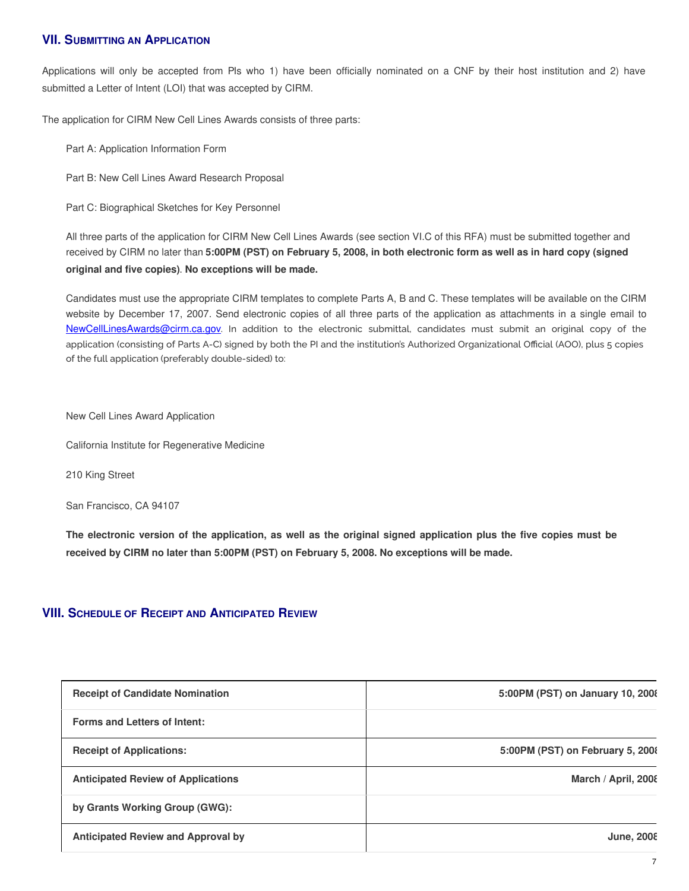## VII. Submitting an Application

Applications will only be accepted from PIs who 1) have been officially nominated on a CNF by their host institution and 2) have submitted a Letter of Intent (LOI) that was accepted by CIRM.

The application for CIRM New Cell Lines Awards consists of three parts:

Part A: Application Information Form

Part B: New Cell Lines Award Research Proposal

Part C: Biographical Sketches for Key Personnel

All three parts of the application for CIRM New Cell Lines Awards (see section VI.C of this RFA) must be submitted together and received by CIRM no later than **5:00PM (PST) on February 5, 2008, in both electronic form as well as in hard copy (signed original and five copies)**. **No exceptions will be made.**

Candidates must use the appropriate CIRM templates to complete Parts A, B and C. These templates will be available on the CIRM website by December 17, 2007. Send electronic copies of all three parts of the application as attachments in a single email to NewCellLinesAwards@cirm.ca.gov. In addition to the electronic submittal, candidates must submit an original copy of the application (consisting of Parts A-C) signed by both the PI and the institution's Authorized Organizational Official (AOO), plus 5 copies of the full application (preferably double-sided) to:

New Cell Lines Award Application

California Institute for Regenerative Medicine

210 King Street

San Francisco, CA 94107

**The electronic version of the application, as well as the original signed application plus the five copies must be received by CIRM no later than 5:00PM (PST) on February 5, 2008. No exceptions will be made.**

## VIII. Schedule of Receipt and Anticipated Review

| | |
|---|---|
| **Receipt of Candidate Nomination** | **5:00PM (PST) on January 10, 2008** |
| **Forms and Letters of Intent:** | |
| **Receipt of Applications:** | **5:00PM (PST) on February 5, 2008** |
| **Anticipated Review of Applications** | **March / April, 2008** |
| **by Grants Working Group (GWG):** | |
| **Anticipated Review and Approval by** | **June, 2008** |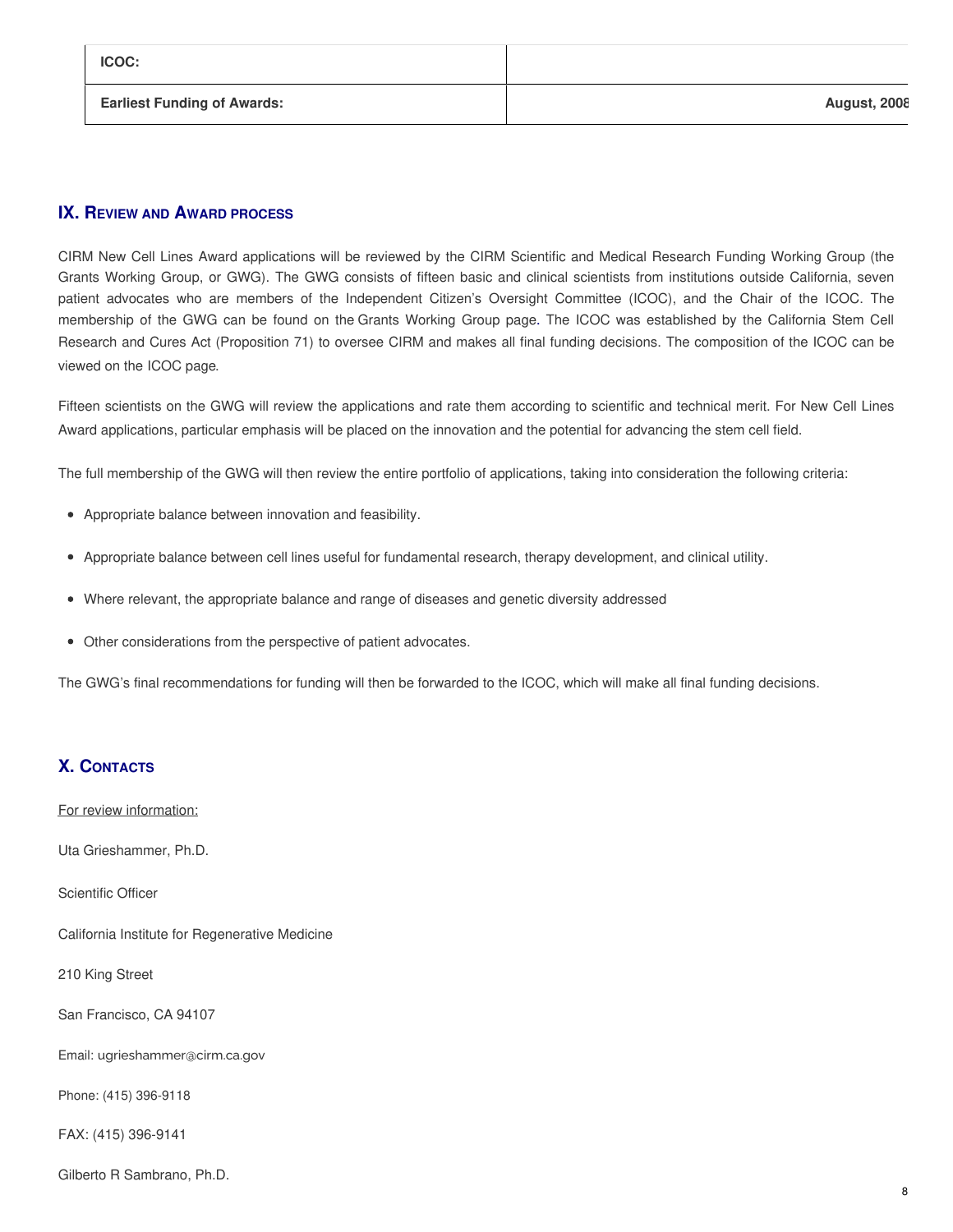| ICOC: | |
| --- | --- |
| Earliest Funding of Awards: | August, 2008 |

## IX. Review and Award process

CIRM New Cell Lines Award applications will be reviewed by the CIRM Scientific and Medical Research Funding Working Group (the Grants Working Group, or GWG). The GWG consists of fifteen basic and clinical scientists from institutions outside California, seven patient advocates who are members of the Independent Citizen's Oversight Committee (ICOC), and the Chair of the ICOC. The membership of the GWG can be found on the Grants Working Group page. The ICOC was established by the California Stem Cell Research and Cures Act (Proposition 71) to oversee CIRM and makes all final funding decisions. The composition of the ICOC can be viewed on the ICOC page.

Fifteen scientists on the GWG will review the applications and rate them according to scientific and technical merit. For New Cell Lines Award applications, particular emphasis will be placed on the innovation and the potential for advancing the stem cell field.

The full membership of the GWG will then review the entire portfolio of applications, taking into consideration the following criteria:

- Appropriate balance between innovation and feasibility.
- Appropriate balance between cell lines useful for fundamental research, therapy development, and clinical utility.
- Where relevant, the appropriate balance and range of diseases and genetic diversity addressed
- Other considerations from the perspective of patient advocates.

The GWG's final recommendations for funding will then be forwarded to the ICOC, which will make all final funding decisions.

## X. Contacts

For review information:

Uta Grieshammer, Ph.D.

Scientific Officer

California Institute for Regenerative Medicine

210 King Street

San Francisco, CA 94107

Email: ugrieshammer@cirm.ca.gov

Phone: (415) 396-9118

FAX: (415) 396-9141

Gilberto R Sambrano, Ph.D.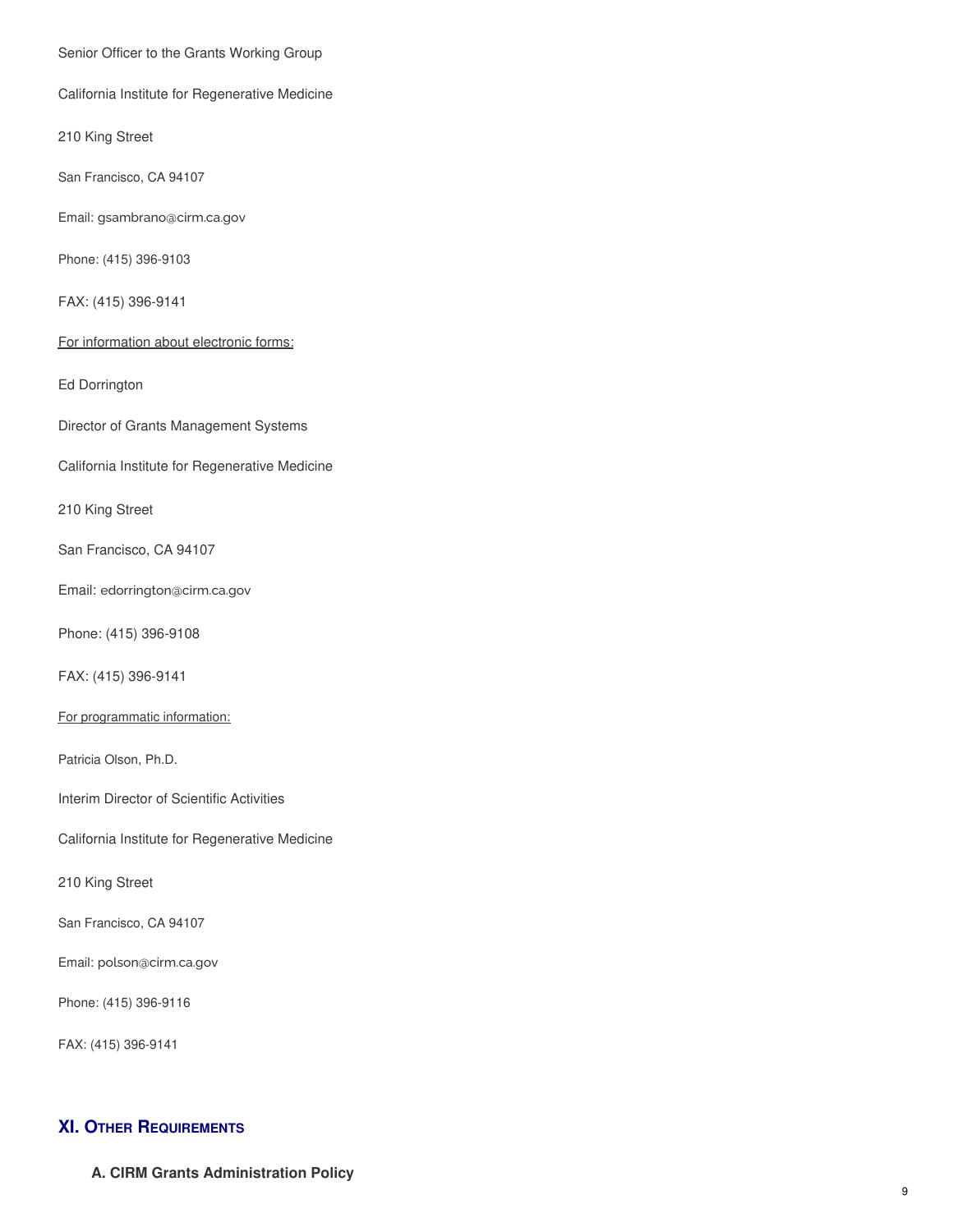Senior Officer to the Grants Working Group

California Institute for Regenerative Medicine

210 King Street

San Francisco, CA 94107

Email: gsambrano@cirm.ca.gov

Phone: (415) 396-9103

FAX: (415) 396-9141

For information about electronic forms:

Ed Dorrington

Director of Grants Management Systems

California Institute for Regenerative Medicine

210 King Street

San Francisco, CA 94107

Email: edorrington@cirm.ca.gov

Phone: (415) 396-9108

FAX: (415) 396-9141

For programmatic information:

Patricia Olson, Ph.D.

Interim Director of Scientific Activities

California Institute for Regenerative Medicine

210 King Street

San Francisco, CA 94107

Email: polson@cirm.ca.gov

Phone: (415) 396-9116

FAX: (415) 396-9141

## XI. Other Requirements

### A. CIRM Grants Administration Policy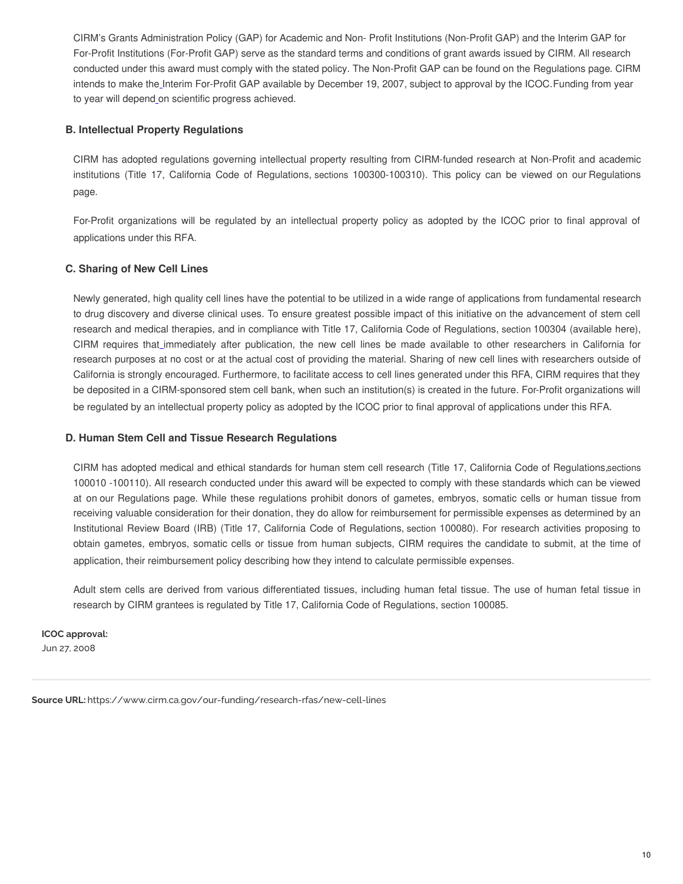CIRM's Grants Administration Policy (GAP) for Academic and Non- Profit Institutions (Non-Profit GAP) and the Interim GAP for For-Profit Institutions (For-Profit GAP) serve as the standard terms and conditions of grant awards issued by CIRM. All research conducted under this award must comply with the stated policy. The Non-Profit GAP can be found on the Regulations page. CIRM intends to make the Interim For-Profit GAP available by December 19, 2007, subject to approval by the ICOC. Funding from year to year will depend on scientific progress achieved.

### B. Intellectual Property Regulations

CIRM has adopted regulations governing intellectual property resulting from CIRM-funded research at Non-Profit and academic institutions (Title 17, California Code of Regulations, sections 100300-100310). This policy can be viewed on our Regulations page.

For-Profit organizations will be regulated by an intellectual property policy as adopted by the ICOC prior to final approval of applications under this RFA.

### C. Sharing of New Cell Lines

Newly generated, high quality cell lines have the potential to be utilized in a wide range of applications from fundamental research to drug discovery and diverse clinical uses. To ensure greatest possible impact of this initiative on the advancement of stem cell research and medical therapies, and in compliance with Title 17, California Code of Regulations, section 100304 (available here), CIRM requires that immediately after publication, the new cell lines be made available to other researchers in California for research purposes at no cost or at the actual cost of providing the material. Sharing of new cell lines with researchers outside of California is strongly encouraged. Furthermore, to facilitate access to cell lines generated under this RFA, CIRM requires that they be deposited in a CIRM-sponsored stem cell bank, when such an institution(s) is created in the future. For-Profit organizations will be regulated by an intellectual property policy as adopted by the ICOC prior to final approval of applications under this RFA.

### D. Human Stem Cell and Tissue Research Regulations

CIRM has adopted medical and ethical standards for human stem cell research (Title 17, California Code of Regulations, sections 100010 -100110). All research conducted under this award will be expected to comply with these standards which can be viewed at on our Regulations page. While these regulations prohibit donors of gametes, embryos, somatic cells or human tissue from receiving valuable consideration for their donation, they do allow for reimbursement for permissible expenses as determined by an Institutional Review Board (IRB) (Title 17, California Code of Regulations, section 100080). For research activities proposing to obtain gametes, embryos, somatic cells or tissue from human subjects, CIRM requires the candidate to submit, at the time of application, their reimbursement policy describing how they intend to calculate permissible expenses.

Adult stem cells are derived from various differentiated tissues, including human fetal tissue. The use of human fetal tissue in research by CIRM grantees is regulated by Title 17, California Code of Regulations, section 100085.

**ICOC approval:**
Jun 27, 2008

---

**Source URL:** https://www.cirm.ca.gov/our-funding/research-rfas/new-cell-lines